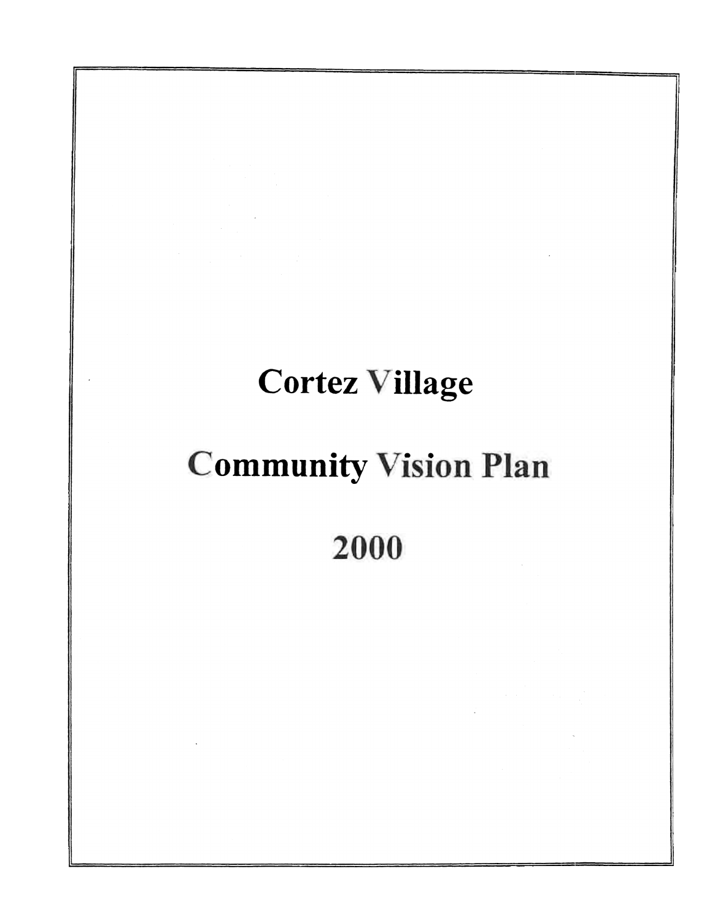# Cortez Village

# Community Vision Plan

# 2000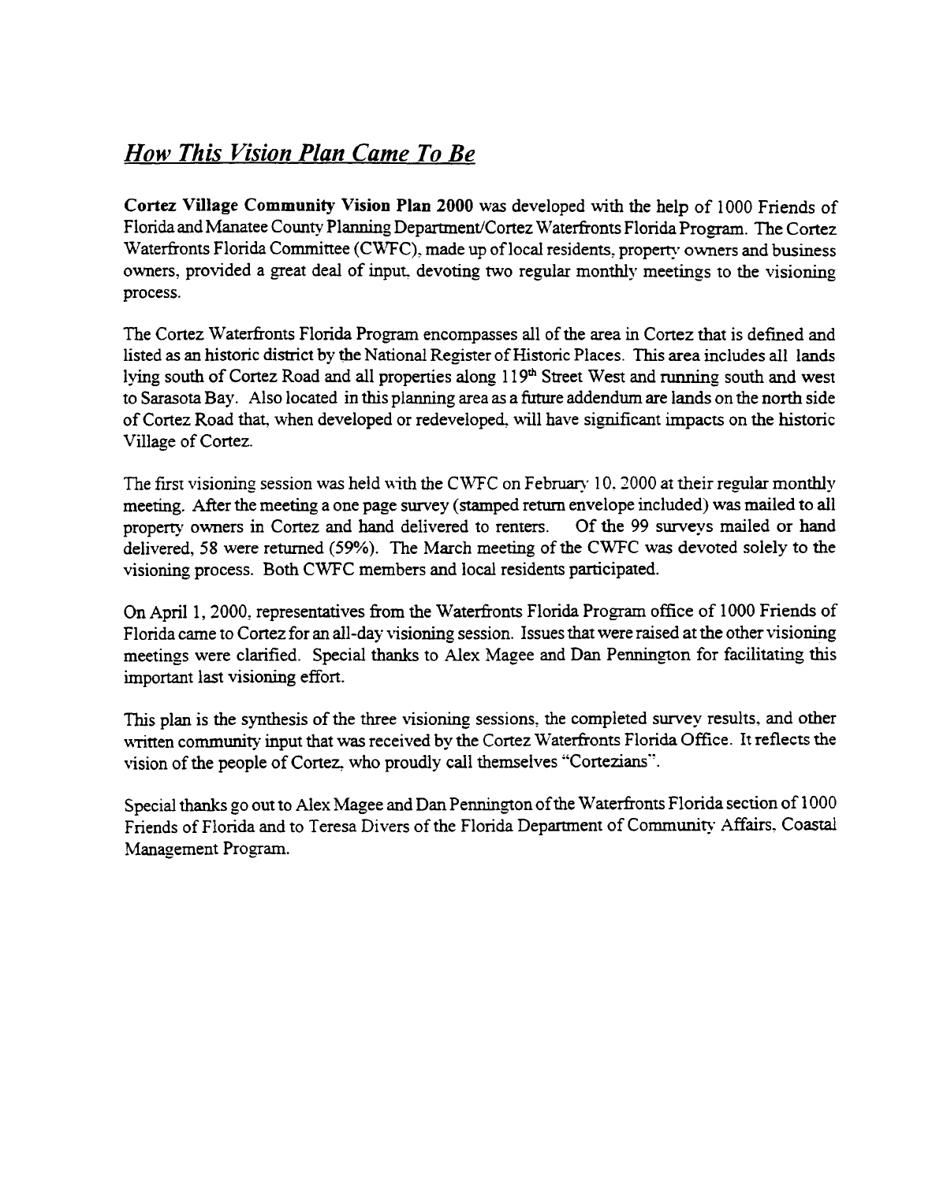## *How This Vision Plan Came To Be*

**Cortez Village Community Vision Plan 2000** was developed with the help of 1000 Friends of Florida and Manatee County Planning Department/Cortez Waterfronts Florida Program. The Cortez Waterfronts Florida Committee (CWFC), made up of local residents, property owners and business owners, provided a great deal of input, devoting two regular monthly meetings to the visioning process.

The Cortez Waterfronts Florida Program encompasses all of the area in Cortez that is defined and listed as an historic district by the National Register of Historic Places. This area includes all lands lying south of Cortez Road and all properties along 119th Street West and running south and west to Sarasota Bay. Also located in this planning area as a future addendum are lands on the north side of Cortez Road that, when developed or redeveloped, will have significant impacts on the historic Village of Cortez.

The first visioning session was held with the CWFC on February 10, 2000 at their regular monthly meeting. After the meeting a one page survey (stamped return envelope included) was mailed to all property owners in Cortez and hand delivered to renters. Of the 99 surveys mailed or hand delivered, 58 were returned (59%). The March meeting of the CWFC was devoted solely to the visioning process. Both CWFC members and local residents participated.

On April 1, 2000, representatives from the Waterfronts Florida Program office of 1000 Friends of Florida came to Cortez for an all-day visioning session. Issues that were raised at the other visioning meetings were clarified. Special thanks to Alex Magee and Dan Pennington for facilitating this important last visioning effort.

This plan is the synthesis of the three visioning sessions, the completed survey results, and other written community input that was received by the Cortez Waterfronts Florida Office. It reflects the vision of the people of Cortez, who proudly call themselves "Cortezians".

Special thanks go out to Alex Magee and Dan Pennington of the Waterfronts Florida section of 1000 Friends of Florida and to Teresa Divers of the Florida Department of Community Affairs, Coastal Management Program.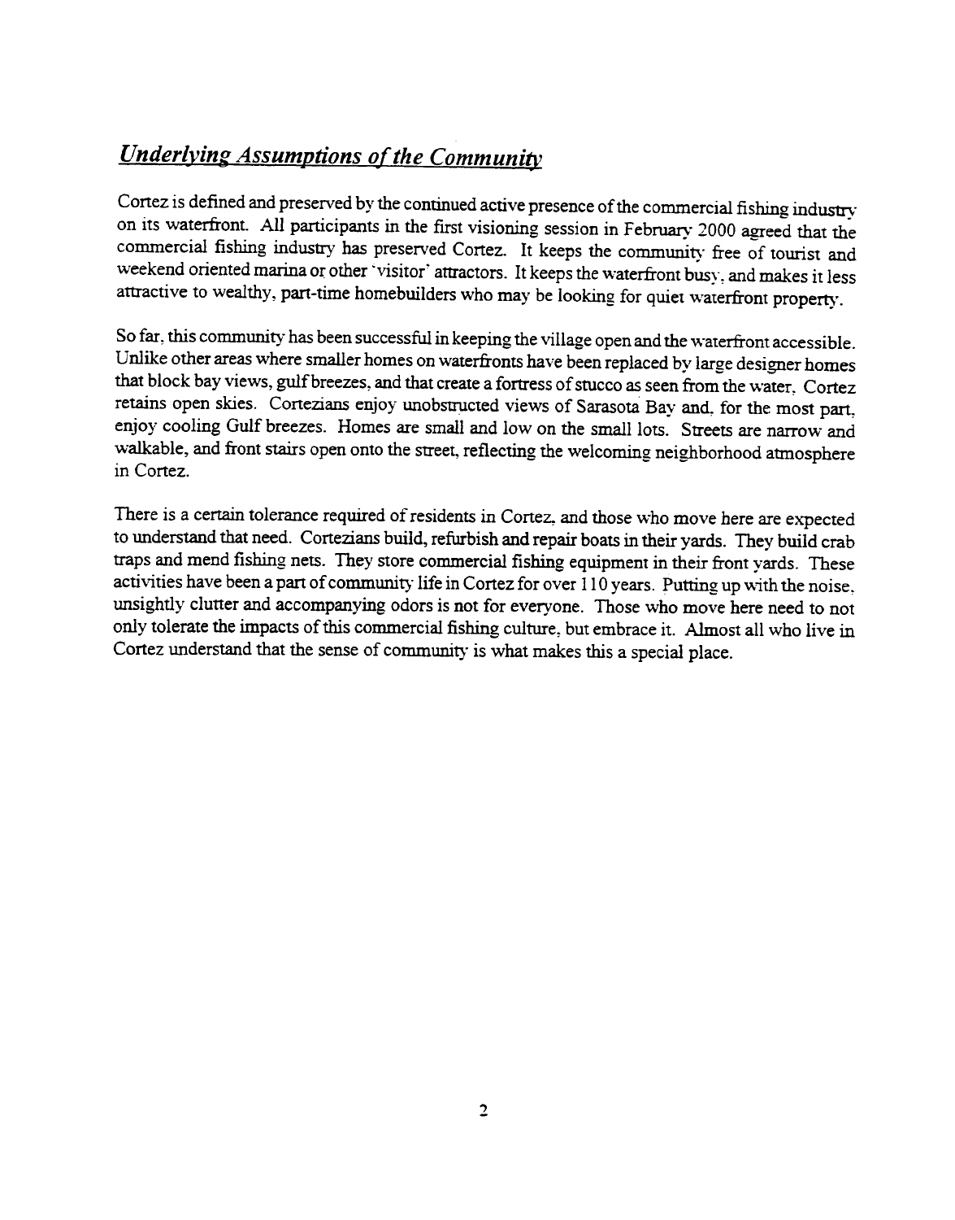## *Underlying Assumptions of the Community*

Cortez is defined and preserved by the continued active presence of the commercial fishing industry on its waterfront. All participants in the first visioning session in February 2000 agreed that the commercial fishing industry has preserved Cortez. It keeps the community free of tourist and weekend oriented marina or other 'visitor' attractors. It keeps the waterfront busy, and makes it less attractive to wealthy, part-time homebuilders who may be looking for quiet waterfront property.

So far, this community has been successful in keeping the village open and the waterfront accessible. Unlike other areas where smaller homes on waterfronts have been replaced by large designer homes that block bay views, gulf breezes, and that create a fortress of stucco as seen from the water, Cortez retains open skies. Cortezians enjoy unobstructed views of Sarasota Bay and, for the most part, enjoy cooling Gulf breezes. Homes are small and low on the small lots. Streets are narrow and walkable, and front stairs open onto the street, reflecting the welcoming neighborhood atmosphere in Cortez.

There is a certain tolerance required of residents in Cortez, and those who move here are expected to understand that need. Cortezians build, refurbish and repair boats in their yards. They build crab traps and mend fishing nets. They store commercial fishing equipment in their front yards. These activities have been a part of community life in Cortez for over 110 years. Putting up with the noise, unsightly clutter and accompanying odors is not for everyone. Those who move here need to not only tolerate the impacts of this commercial fishing culture, but embrace it. Almost all who live in Cortez understand that the sense of community is what makes this a special place.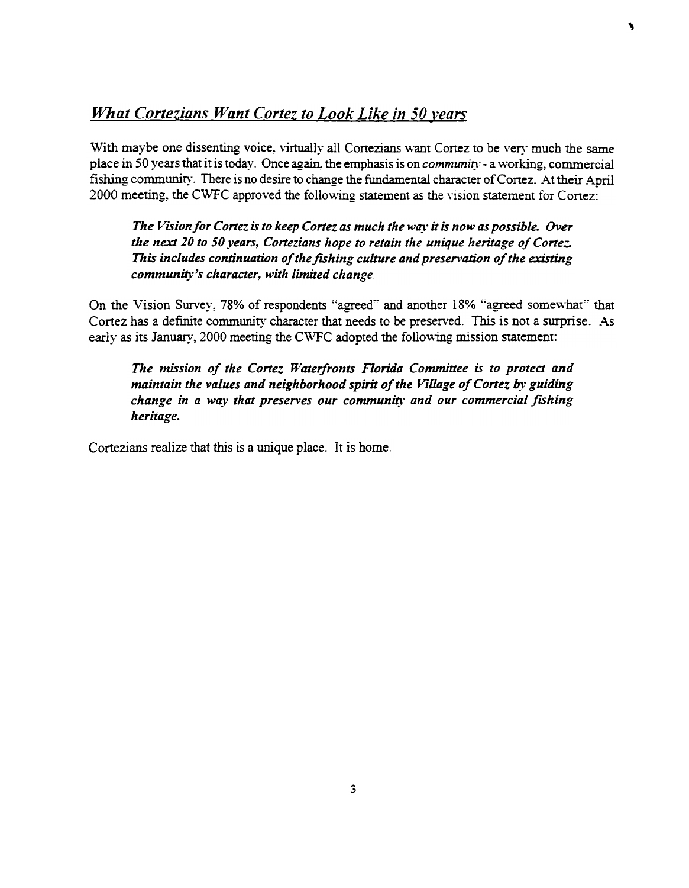## *What Cortezians Want Cortez to Look Like in 50 years*

With maybe one dissenting voice, virtually all Cortezians want Cortez to be very much the same place in 50 years that it is today. Once again, the emphasis is on *community* - a working, commercial fishing community. There is no desire to change the fundamental character of Cortez. At their April 2000 meeting, the CWFC approved the following statement as the vision statement for Cortez:

> ***The Vision for Cortez is to keep Cortez as much the way it is now as possible. Over the next 20 to 50 years, Cortezians hope to retain the unique heritage of Cortez. This includes continuation of the fishing culture and preservation of the existing community's character, with limited change.***

On the Vision Survey, 78% of respondents "agreed" and another 18% "agreed somewhat" that Cortez has a definite community character that needs to be preserved. This is not a surprise. As early as its January, 2000 meeting the CWFC adopted the following mission statement:

> ***The mission of the Cortez Waterfronts Florida Committee is to protect and maintain the values and neighborhood spirit of the Village of Cortez by guiding change in a way that preserves our community and our commercial fishing heritage.***

Cortezians realize that this is a unique place. It is home.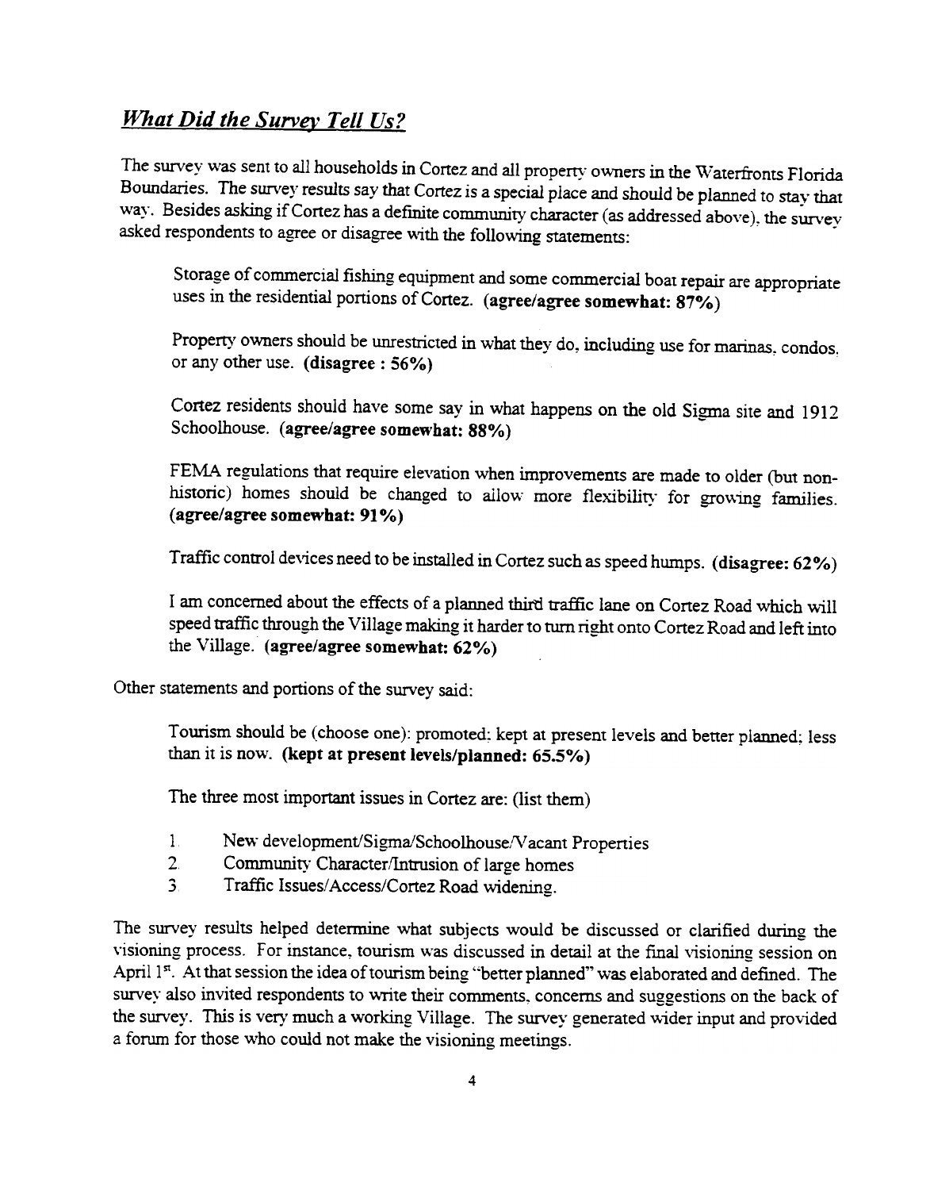## *What Did the Survey Tell Us?*

The survey was sent to all households in Cortez and all property owners in the Waterfronts Florida Boundaries. The survey results say that Cortez is a special place and should be planned to stay that way. Besides asking if Cortez has a definite community character (as addressed above), the survey asked respondents to agree or disagree with the following statements:

> Storage of commercial fishing equipment and some commercial boat repair are appropriate uses in the residential portions of Cortez. **(agree/agree somewhat: 87%)**
>
> Property owners should be unrestricted in what they do, including use for marinas, condos, or any other use. **(disagree : 56%)**
>
> Cortez residents should have some say in what happens on the old Sigma site and 1912 Schoolhouse. **(agree/agree somewhat: 88%)**
>
> FEMA regulations that require elevation when improvements are made to older (but non-historic) homes should be changed to allow more flexibility for growing families. **(agree/agree somewhat: 91%)**
>
> Traffic control devices need to be installed in Cortez such as speed humps. **(disagree: 62%)**
>
> I am concerned about the effects of a planned third traffic lane on Cortez Road which will speed traffic through the Village making it harder to turn right onto Cortez Road and left into the Village. **(agree/agree somewhat: 62%)**

Other statements and portions of the survey said:

> Tourism should be (choose one): promoted; kept at present levels and better planned; less than it is now. **(kept at present levels/planned: 65.5%)**
>
> The three most important issues in Cortez are: (list them)
>
> 1. New development/Sigma/Schoolhouse/Vacant Properties
> 2. Community Character/Intrusion of large homes
> 3. Traffic Issues/Access/Cortez Road widening.

The survey results helped determine what subjects would be discussed or clarified during the visioning process. For instance, tourism was discussed in detail at the final visioning session on April 1st. At that session the idea of tourism being "better planned" was elaborated and defined. The survey also invited respondents to write their comments, concerns and suggestions on the back of the survey. This is very much a working Village. The survey generated wider input and provided a forum for those who could not make the visioning meetings.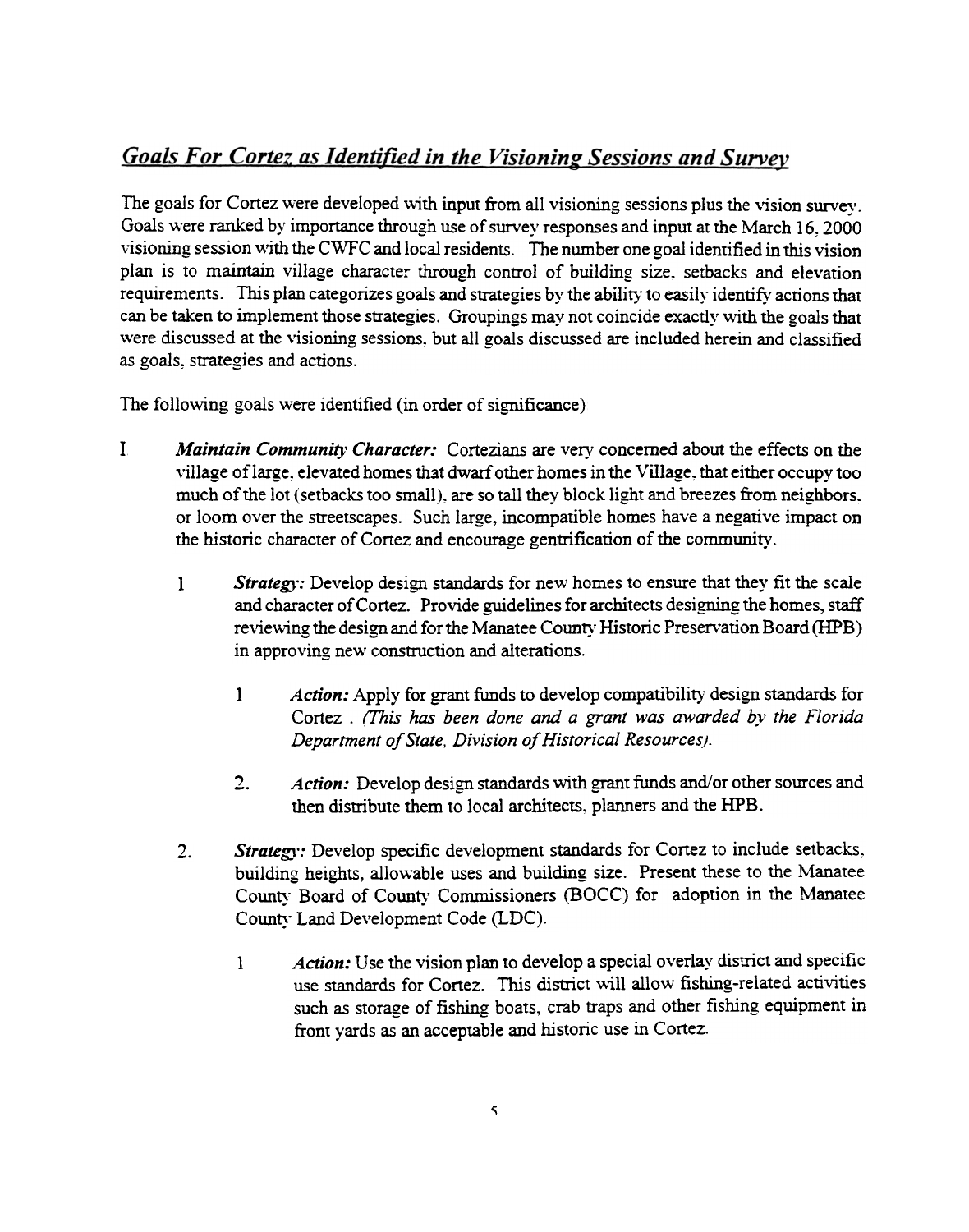## *Goals For Cortez as Identified in the Visioning Sessions and Survey*

The goals for Cortez were developed with input from all visioning sessions plus the vision survey. Goals were ranked by importance through use of survey responses and input at the March 16, 2000 visioning session with the CWFC and local residents. The number one goal identified in this vision plan is to maintain village character through control of building size, setbacks and elevation requirements. This plan categorizes goals and strategies by the ability to easily identify actions that can be taken to implement those strategies. Groupings may not coincide exactly with the goals that were discussed at the visioning sessions, but all goals discussed are included herein and classified as goals, strategies and actions.

The following goals were identified (in order of significance)

I. ***Maintain Community Character:*** Cortezians are very concerned about the effects on the village of large, elevated homes that dwarf other homes in the Village, that either occupy too much of the lot (setbacks too small), are so tall they block light and breezes from neighbors, or loom over the streetscapes. Such large, incompatible homes have a negative impact on the historic character of Cortez and encourage gentrification of the community.

   1. ***Strategy:*** Develop design standards for new homes to ensure that they fit the scale and character of Cortez. Provide guidelines for architects designing the homes, staff reviewing the design and for the Manatee County Historic Preservation Board (HPB) in approving new construction and alterations.

      1. *Action:* Apply for grant funds to develop compatibility design standards for Cortez . *(This has been done and a grant was awarded by the Florida Department of State, Division of Historical Resources).*

      2. *Action:* Develop design standards with grant funds and/or other sources and then distribute them to local architects, planners and the HPB.

   2. ***Strategy:*** Develop specific development standards for Cortez to include setbacks, building heights, allowable uses and building size. Present these to the Manatee County Board of County Commissioners (BOCC) for adoption in the Manatee County Land Development Code (LDC).

      1. *Action:* Use the vision plan to develop a special overlay district and specific use standards for Cortez. This district will allow fishing-related activities such as storage of fishing boats, crab traps and other fishing equipment in front yards as an acceptable and historic use in Cortez.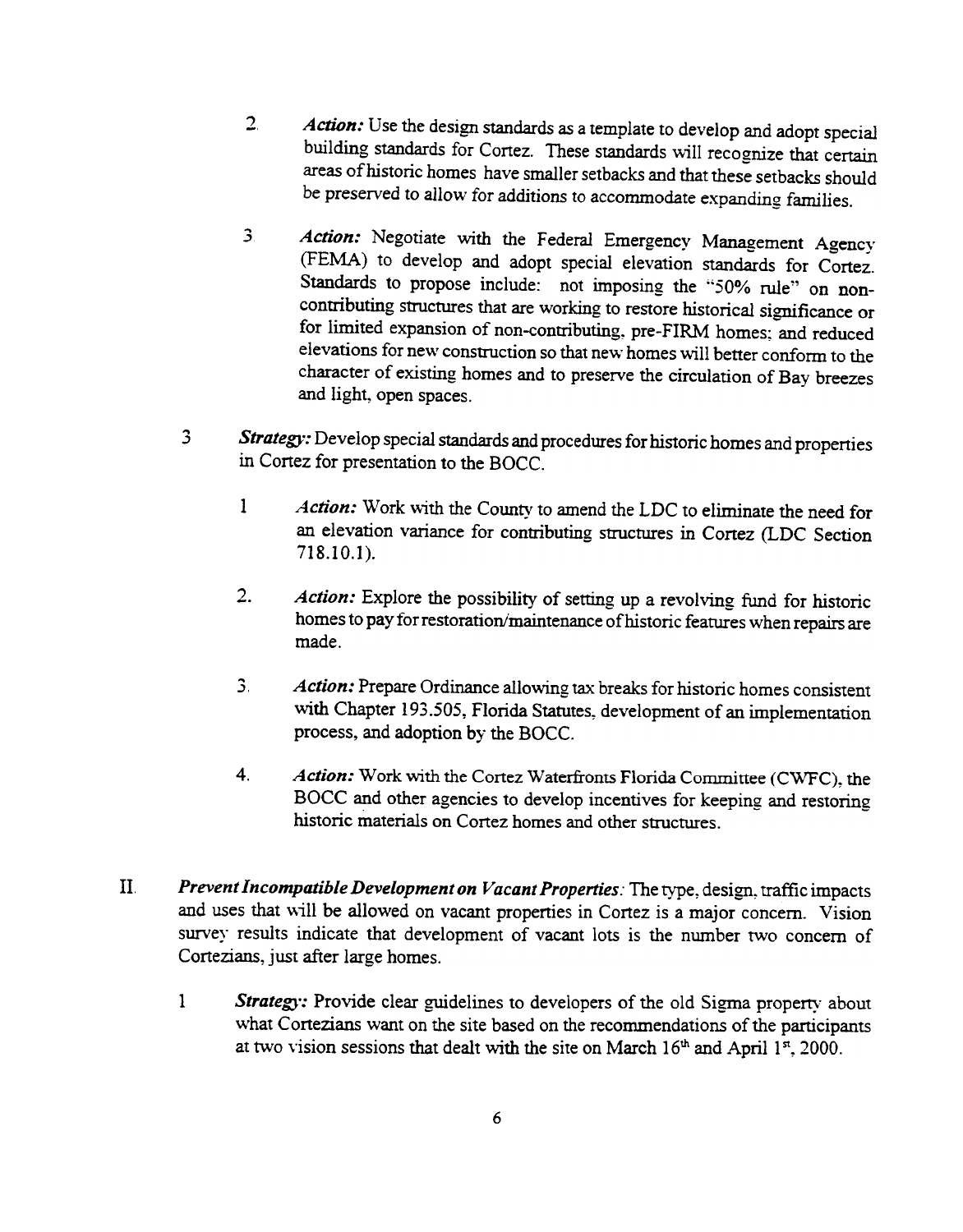2. *Action:* Use the design standards as a template to develop and adopt special building standards for Cortez. These standards will recognize that certain areas of historic homes have smaller setbacks and that these setbacks should be preserved to allow for additions to accommodate expanding families.

3. *Action:* Negotiate with the Federal Emergency Management Agency (FEMA) to develop and adopt special elevation standards for Cortez. Standards to propose include: not imposing the "50% rule" on non-contributing structures that are working to restore historical significance or for limited expansion of non-contributing, pre-FIRM homes; and reduced elevations for new construction so that new homes will better conform to the character of existing homes and to preserve the circulation of Bay breezes and light, open spaces.

3 *Strategy:* Develop special standards and procedures for historic homes and properties in Cortez for presentation to the BOCC.

1. *Action:* Work with the County to amend the LDC to eliminate the need for an elevation variance for contributing structures in Cortez (LDC Section 718.10.1).

2. *Action:* Explore the possibility of setting up a revolving fund for historic homes to pay for restoration/maintenance of historic features when repairs are made.

3. *Action:* Prepare Ordinance allowing tax breaks for historic homes consistent with Chapter 193.505, Florida Statutes, development of an implementation process, and adoption by the BOCC.

4. *Action:* Work with the Cortez Waterfronts Florida Committee (CWFC), the BOCC and other agencies to develop incentives for keeping and restoring historic materials on Cortez homes and other structures.

II. ***Prevent Incompatible Development on Vacant Properties:*** The type, design, traffic impacts and uses that will be allowed on vacant properties in Cortez is a major concern. Vision survey results indicate that development of vacant lots is the number two concern of Cortezians, just after large homes.

1 *Strategy:* Provide clear guidelines to developers of the old Sigma property about what Cortezians want on the site based on the recommendations of the participants at two vision sessions that dealt with the site on March 16th and April 1st, 2000.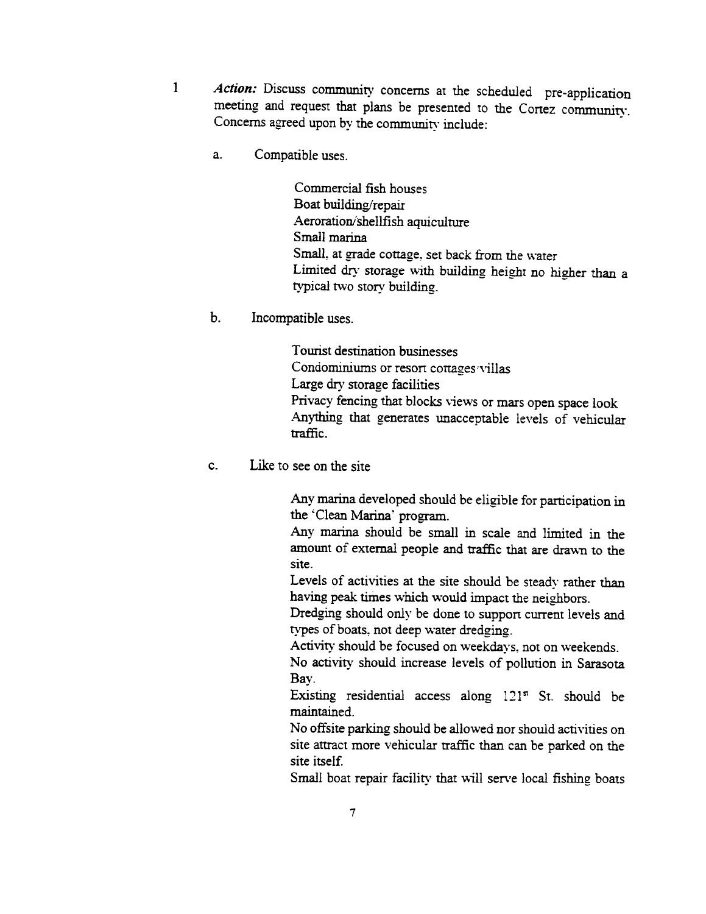1 *Action:* Discuss community concerns at the scheduled pre-application meeting and request that plans be presented to the Cortez community. Concerns agreed upon by the community include:

a. Compatible uses.

Commercial fish houses
Boat building/repair
Aeroration/shellfish aquiculture
Small marina
Small, at grade cottage, set back from the water
Limited dry storage with building height no higher than a typical two story building.

b. Incompatible uses.

Tourist destination businesses
Condominiums or resort cottages/villas
Large dry storage facilities
Privacy fencing that blocks views or mars open space look
Anything that generates unacceptable levels of vehicular traffic.

c. Like to see on the site

Any marina developed should be eligible for participation in the 'Clean Marina' program.
Any marina should be small in scale and limited in the amount of external people and traffic that are drawn to the site.
Levels of activities at the site should be steady rather than having peak times which would impact the neighbors.
Dredging should only be done to support current levels and types of boats, not deep water dredging.
Activity should be focused on weekdays, not on weekends.
No activity should increase levels of pollution in Sarasota Bay.
Existing residential access along 121st St. should be maintained.
No offsite parking should be allowed nor should activities on site attract more vehicular traffic than can be parked on the site itself.
Small boat repair facility that will serve local fishing boats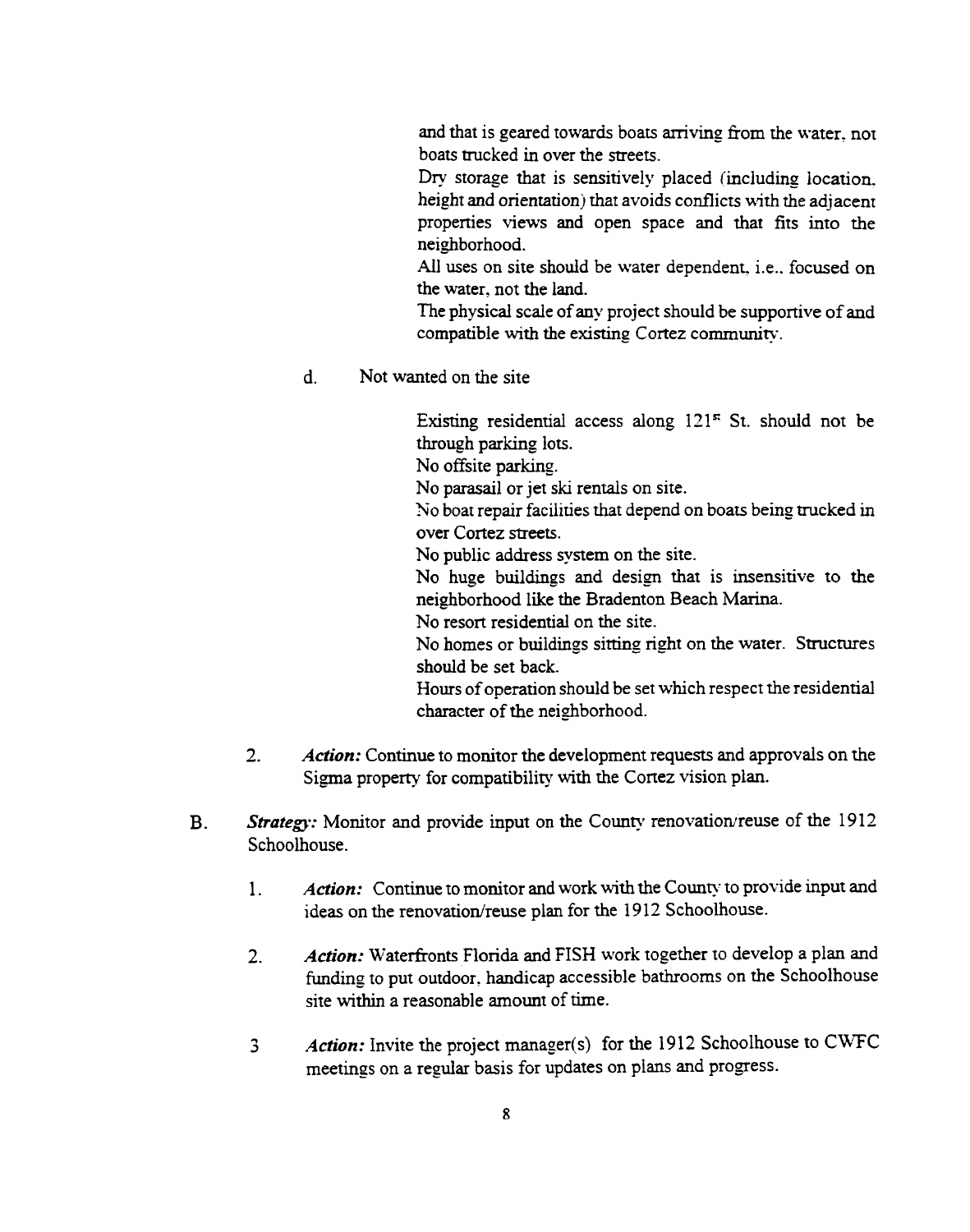and that is geared towards boats arriving from the water, not boats trucked in over the streets.

Dry storage that is sensitively placed (including location, height and orientation) that avoids conflicts with the adjacent properties views and open space and that fits into the neighborhood.

All uses on site should be water dependent, i.e., focused on the water, not the land.

The physical scale of any project should be supportive of and compatible with the existing Cortez community.

d. Not wanted on the site

Existing residential access along 121st St. should not be through parking lots.

No offsite parking.

No parasail or jet ski rentals on site.

No boat repair facilities that depend on boats being trucked in over Cortez streets.

No public address system on the site.

No huge buildings and design that is insensitive to the neighborhood like the Bradenton Beach Marina.

No resort residential on the site.

No homes or buildings sitting right on the water. Structures should be set back.

Hours of operation should be set which respect the residential character of the neighborhood.

2. ***Action:*** Continue to monitor the development requests and approvals on the Sigma property for compatibility with the Cortez vision plan.

B. ***Strategy:*** Monitor and provide input on the County renovation/reuse of the 1912 Schoolhouse.

1. ***Action:*** Continue to monitor and work with the County to provide input and ideas on the renovation/reuse plan for the 1912 Schoolhouse.

2. ***Action:*** Waterfronts Florida and FISH work together to develop a plan and funding to put outdoor, handicap accessible bathrooms on the Schoolhouse site within a reasonable amount of time.

3 ***Action:*** Invite the project manager(s) for the 1912 Schoolhouse to CWFC meetings on a regular basis for updates on plans and progress.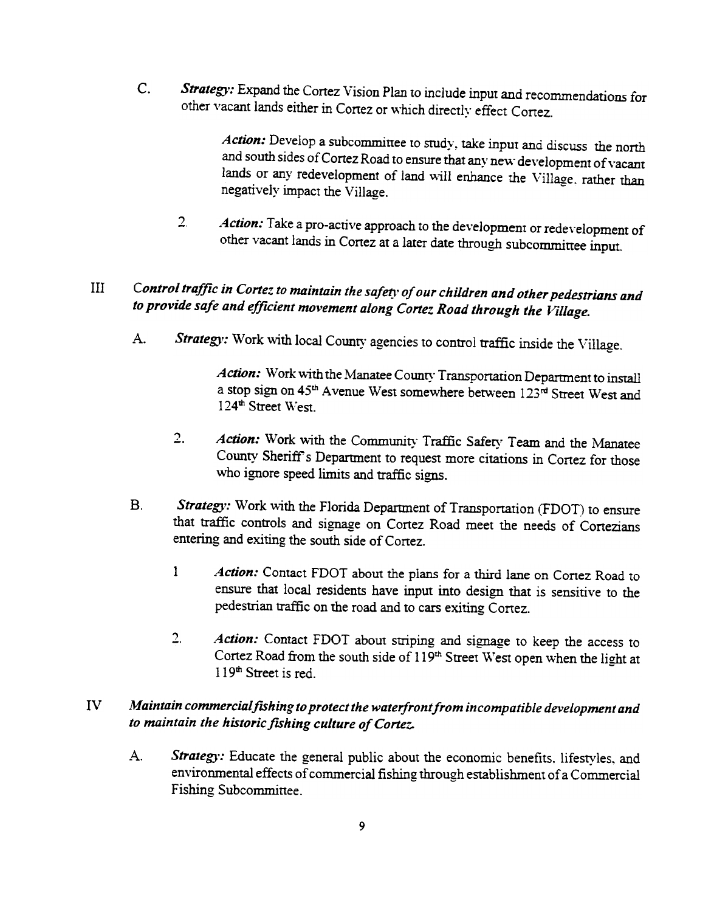C. ***Strategy:*** Expand the Cortez Vision Plan to include input and recommendations for other vacant lands either in Cortez or which directly effect Cortez.

   ***Action:*** Develop a subcommittee to study, take input and discuss the north and south sides of Cortez Road to ensure that any new development of vacant lands or any redevelopment of land will enhance the Village, rather than negatively impact the Village.

   2. ***Action:*** Take a pro-active approach to the development or redevelopment of other vacant lands in Cortez at a later date through subcommittee input.

## III *Control traffic in Cortez to maintain the safety of our children and other pedestrians and to provide safe and efficient movement along Cortez Road through the Village.*

A. ***Strategy:*** Work with local County agencies to control traffic inside the Village.

   ***Action:*** Work with the Manatee County Transportation Department to install a stop sign on 45th Avenue West somewhere between 123rd Street West and 124th Street West.

   2. ***Action:*** Work with the Community Traffic Safety Team and the Manatee County Sheriff's Department to request more citations in Cortez for those who ignore speed limits and traffic signs.

B. ***Strategy:*** Work with the Florida Department of Transportation (FDOT) to ensure that traffic controls and signage on Cortez Road meet the needs of Cortezians entering and exiting the south side of Cortez.

   1 ***Action:*** Contact FDOT about the plans for a third lane on Cortez Road to ensure that local residents have input into design that is sensitive to the pedestrian traffic on the road and to cars exiting Cortez.

   2. ***Action:*** Contact FDOT about striping and signage to keep the access to Cortez Road from the south side of 119th Street West open when the light at 119th Street is red.

## IV *Maintain commercial fishing to protect the waterfront from incompatible development and to maintain the historic fishing culture of Cortez.*

A. ***Strategy:*** Educate the general public about the economic benefits, lifestyles, and environmental effects of commercial fishing through establishment of a Commercial Fishing Subcommittee.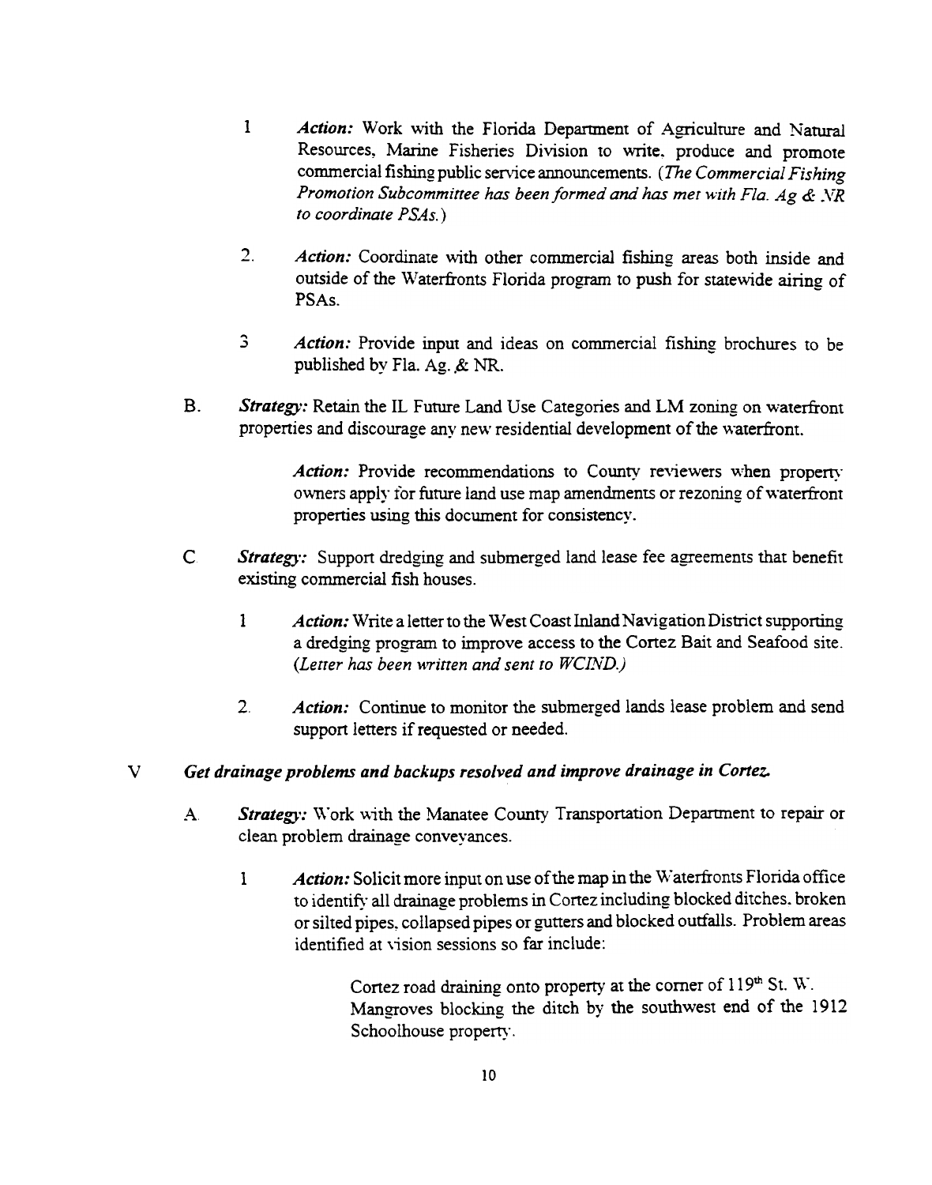1. *Action:* Work with the Florida Department of Agriculture and Natural Resources, Marine Fisheries Division to write, produce and promote commercial fishing public service announcements. (*The Commercial Fishing Promotion Subcommittee has been formed and has met with Fla. Ag & NR to coordinate PSAs.*)

2. *Action:* Coordinate with other commercial fishing areas both inside and outside of the Waterfronts Florida program to push for statewide airing of PSAs.

3. *Action:* Provide input and ideas on commercial fishing brochures to be published by Fla. Ag. & NR.

B. ***Strategy:*** Retain the IL Future Land Use Categories and LM zoning on waterfront properties and discourage any new residential development of the waterfront.

   *Action:* Provide recommendations to County reviewers when property owners apply for future land use map amendments or rezoning of waterfront properties using this document for consistency.

C. ***Strategy:*** Support dredging and submerged land lease fee agreements that benefit existing commercial fish houses.

1. *Action:* Write a letter to the West Coast Inland Navigation District supporting a dredging program to improve access to the Cortez Bait and Seafood site. (*Letter has been written and sent to WCIND.*)

2. *Action:* Continue to monitor the submerged lands lease problem and send support letters if requested or needed.

V ***Get drainage problems and backups resolved and improve drainage in Cortez.***

A. ***Strategy:*** Work with the Manatee County Transportation Department to repair or clean problem drainage conveyances.

1. *Action:* Solicit more input on use of the map in the Waterfronts Florida office to identify all drainage problems in Cortez including blocked ditches, broken or silted pipes, collapsed pipes or gutters and blocked outfalls. Problem areas identified at vision sessions so far include:

   Cortez road draining onto property at the corner of 119th St. W.
   Mangroves blocking the ditch by the southwest end of the 1912 Schoolhouse property.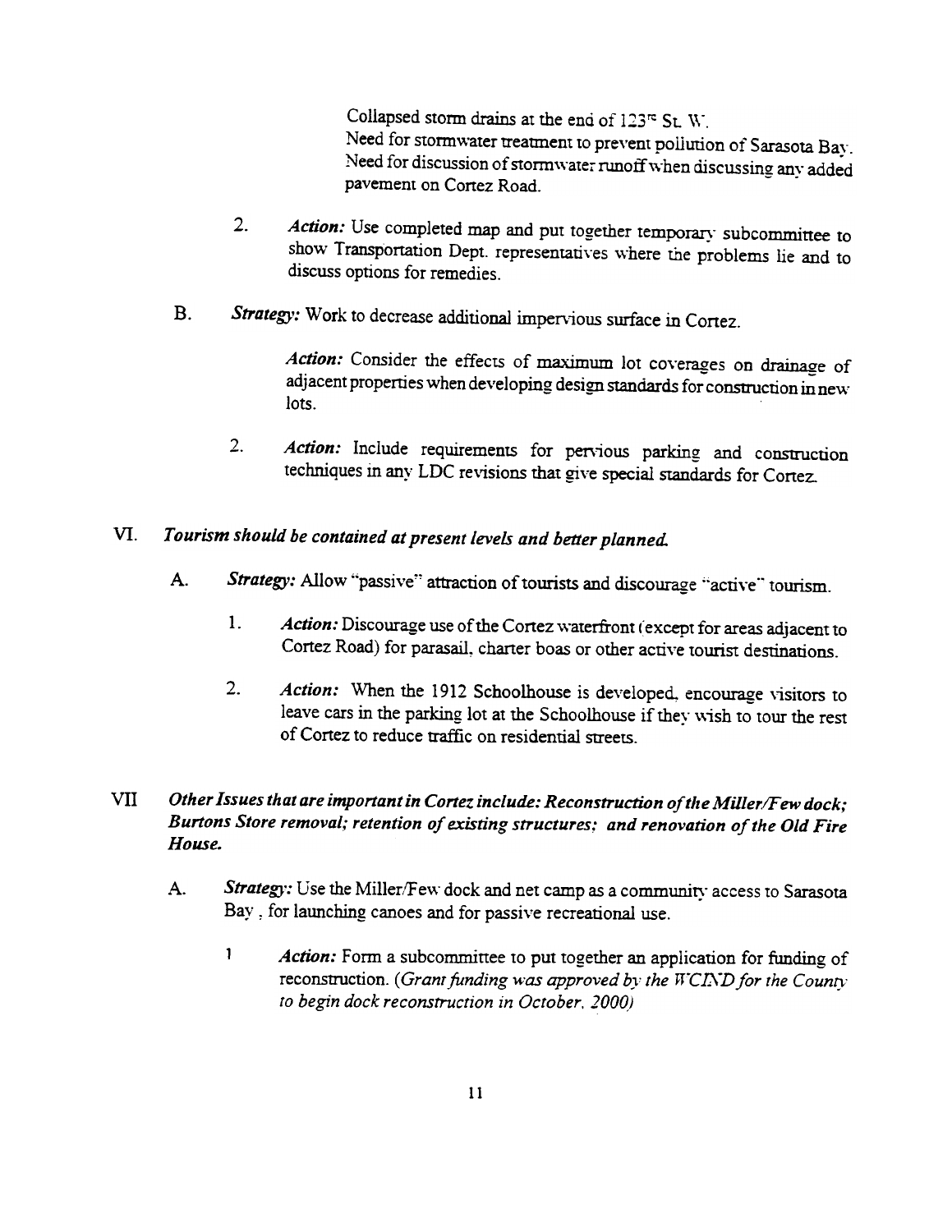Collapsed storm drains at the end of 123rd St. W.
Need for stormwater treatment to prevent pollution of Sarasota Bay.
Need for discussion of stormwater runoff when discussing any added pavement on Cortez Road.

2. *Action:* Use completed map and put together temporary subcommittee to show Transportation Dept. representatives where the problems lie and to discuss options for remedies.

B. *Strategy:* Work to decrease additional impervious surface in Cortez.

*Action:* Consider the effects of maximum lot coverages on drainage of adjacent properties when developing design standards for construction in new lots.

2. *Action:* Include requirements for pervious parking and construction techniques in any LDC revisions that give special standards for Cortez.

## VI. *Tourism should be contained at present levels and better planned.*

A. *Strategy:* Allow "passive" attraction of tourists and discourage "active" tourism.

1. *Action:* Discourage use of the Cortez waterfront (except for areas adjacent to Cortez Road) for parasail, charter boas or other active tourist destinations.

2. *Action:* When the 1912 Schoolhouse is developed, encourage visitors to leave cars in the parking lot at the Schoolhouse if they wish to tour the rest of Cortez to reduce traffic on residential streets.

## VII *Other Issues that are important in Cortez include: Reconstruction of the Miller/Few dock; Burtons Store removal; retention of existing structures; and renovation of the Old Fire House.*

A. *Strategy:* Use the Miller/Few dock and net camp as a community access to Sarasota Bay , for launching canoes and for passive recreational use.

1 *Action:* Form a subcommittee to put together an application for funding of reconstruction. *(Grant funding was approved by the WCIND for the County to begin dock reconstruction in October, 2000)*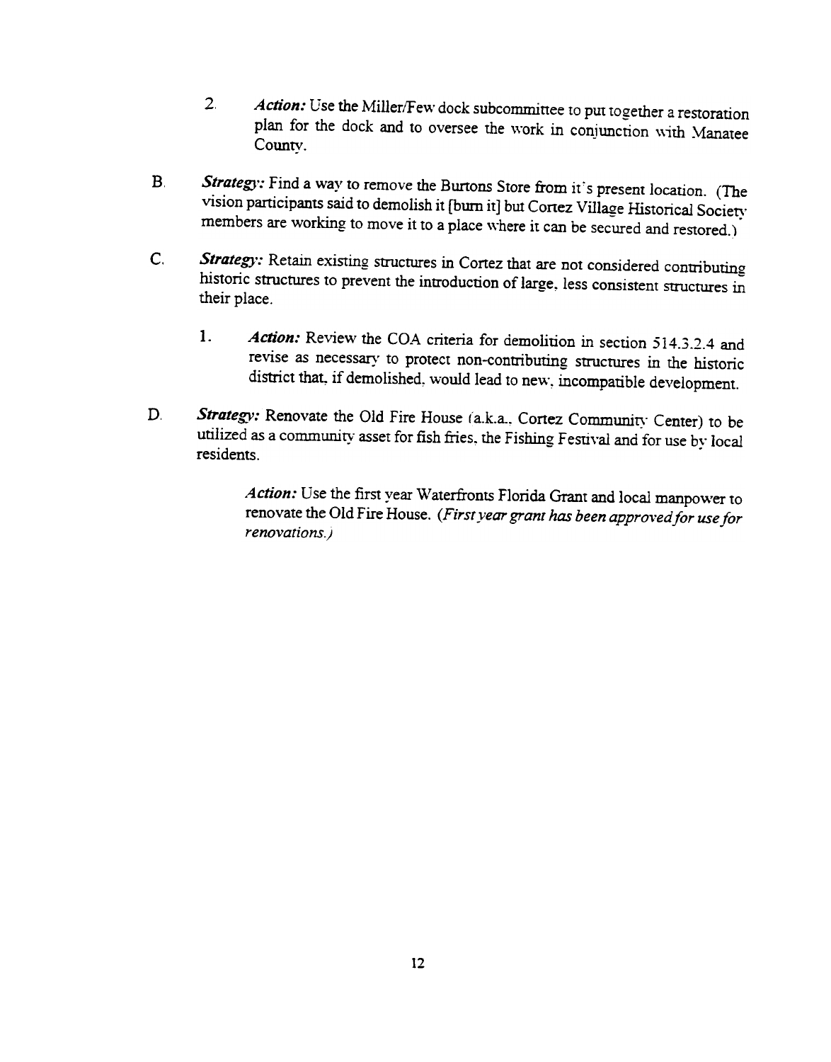2. ***Action:*** Use the Miller/Few dock subcommittee to put together a restoration plan for the dock and to oversee the work in conjunction with Manatee County.

B. ***Strategy:*** Find a way to remove the Burtons Store from it's present location. (The vision participants said to demolish it [burn it] but Cortez Village Historical Society members are working to move it to a place where it can be secured and restored.)

C. ***Strategy:*** Retain existing structures in Cortez that are not considered contributing historic structures to prevent the introduction of large, less consistent structures in their place.

   1. ***Action:*** Review the COA criteria for demolition in section 514.3.2.4 and revise as necessary to protect non-contributing structures in the historic district that, if demolished, would lead to new, incompatible development.

D. ***Strategy:*** Renovate the Old Fire House (a.k.a., Cortez Community Center) to be utilized as a community asset for fish fries, the Fishing Festival and for use by local residents.

   ***Action:*** Use the first year Waterfronts Florida Grant and local manpower to renovate the Old Fire House. *(First year grant has been approved for use for renovations.)*